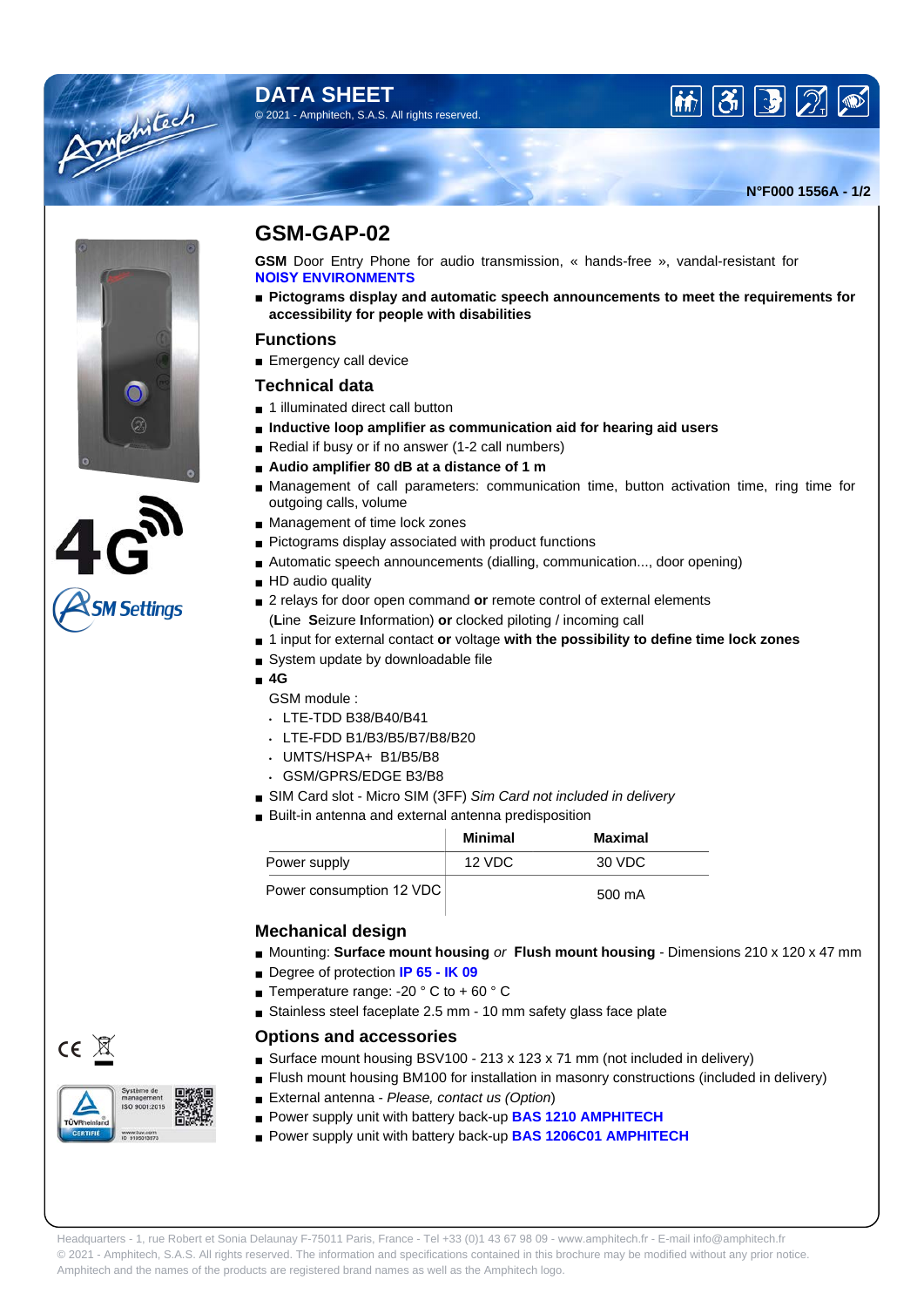# DATA SHEET

© 2021 - Amphitech, S.A.S. All rights reserved.

N°F000 1556A - 1/2

4G

GSM Settings

## GSM-GAP-02

**GSM** Door Entry Phone for audio transmission, « hands-free », vandal-resistant for **NOISY ENVIRONMENTS**

- **Pictograms display and automatic speech announcements to meet the requirements for accessibility for people with disabilities**

### Functions

- Emergency call device

### Technical data

- 1 illuminated direct call button
- **Inductive loop amplifier as communication aid for hearing aid users**
- Redial if busy or if no answer (1-2 call numbers)
- **Audio amplifier 80 dB at a distance of 1 m**
- Management of call parameters: communication time, button activation time, ring time for outgoing calls, volume
- Management of time lock zones
- Pictograms display associated with product functions
- Automatic speech announcements (dialling, communication..., door opening)
- HD audio quality
- 2 relays for door open command **or** remote control of external elements (**L**ine **S**eizure **I**nformation) **or** clocked piloting / incoming call
- 1 input for external contact **or** voltage **with the possibility to define time lock zones**
- System update by downloadable file
- **4G**

  GSM module :
  - LTE-TDD B38/B40/B41
  - LTE-FDD B1/B3/B5/B7/B8/B20
  - UMTS/HSPA+ B1/B5/B8
  - GSM/GPRS/EDGE B3/B8
- SIM Card slot - Micro SIM (3FF) *Sim Card not included in delivery*
- Built-in antenna and external antenna predisposition

| | Minimal | Maximal |
|---|---|---|
| Power supply | 12 VDC | 30 VDC |
| Power consumption 12 VDC | | 500 mA |

### Mechanical design

- Mounting: **Surface mount housing** *or* **Flush mount housing** - Dimensions 210 x 120 x 47 mm
- Degree of protection **IP 65 - IK 09**
- Temperature range: -20 ° C to + 60 ° C
- Stainless steel faceplate 2.5 mm - 10 mm safety glass face plate

### Options and accessories

- Surface mount housing BSV100 - 213 x 123 x 71 mm (not included in delivery)
- Flush mount housing BM100 for installation in masonry constructions (included in delivery)
- External antenna - *Please, contact us (Option)*
- Power supply unit with battery back-up **BAS 1210 AMPHITECH**
- Power supply unit with battery back-up **BAS 1206C01 AMPHITECH**

Système de management ISO 9001:2015

TÜVRheinland CERTIFIE

www.tuv.com ID 9105013073

Headquarters - 1, rue Robert et Sonia Delaunay F-75011 Paris, France - Tel +33 (0)1 43 67 98 09 - www.amphitech.fr - E-mail info@amphitech.fr
© 2021 - Amphitech, S.A.S. All rights reserved. The information and specifications contained in this brochure may be modified without any prior notice.
Amphitech and the names of the products are registered brand names as well as the Amphitech logo.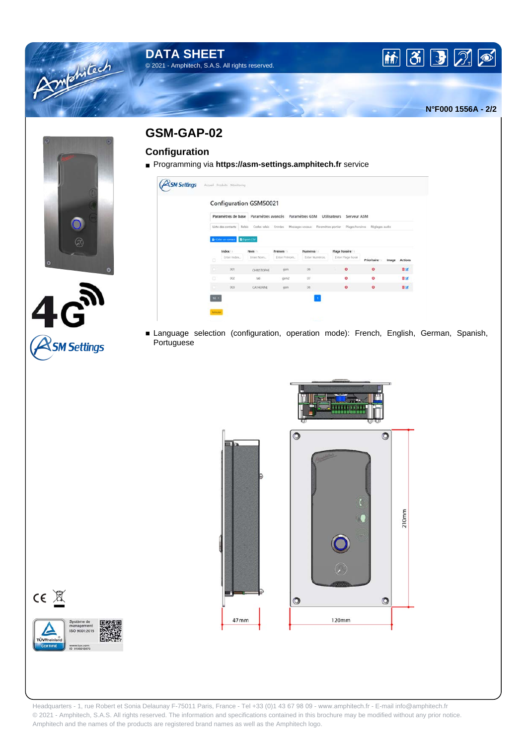## GSM-GAP-02

### Configuration

- Programming via **https://asm-settings.amphitech.fr** service

- Language selection (configuration, operation mode): French, English, German, Spanish, Portuguese

47mm

120mm

210mm